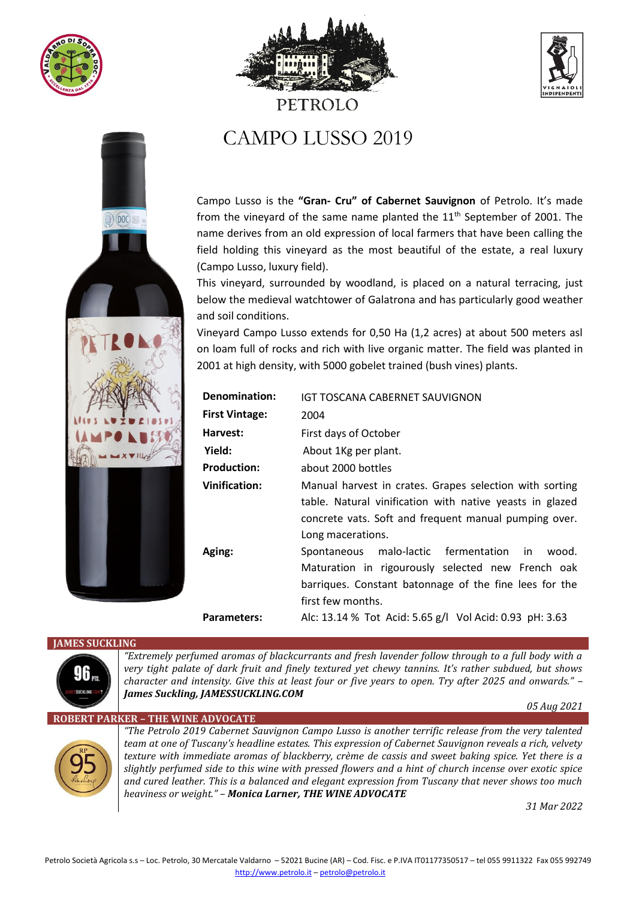PETROLO

# CAMPO LUSSO 2019

Campo Lusso is the **"Gran- Cru" of Cabernet Sauvignon** of Petrolo. It's made from the vineyard of the same name planted the 11th September of 2001. The name derives from an old expression of local farmers that have been calling the field holding this vineyard as the most beautiful of the estate, a real luxury (Campo Lusso, luxury field).

This vineyard, surrounded by woodland, is placed on a natural terracing, just below the medieval watchtower of Galatrona and has particularly good weather and soil conditions.

Vineyard Campo Lusso extends for 0,50 Ha (1,2 acres) at about 500 meters asl on loam full of rocks and rich with live organic matter. The field was planted in 2001 at high density, with 5000 gobelet trained (bush vines) plants.

| | |
|---|---|
| **Denomination:** | IGT TOSCANA CABERNET SAUVIGNON |
| **First Vintage:** | 2004 |
| **Harvest:** | First days of October |
| **Yield:** | About 1Kg per plant. |
| **Production:** | about 2000 bottles |
| **Vinification:** | Manual harvest in crates. Grapes selection with sorting table. Natural vinification with native yeasts in glazed concrete vats. Soft and frequent manual pumping over. Long macerations. |
| **Aging:** | Spontaneous malo-lactic fermentation in wood. Maturation in rigourously selected new French oak barriques. Constant batonnage of the fine lees for the first few months. |
| **Parameters:** | Alc: 13.14 % Tot Acid: 5.65 g/l Vol Acid: 0.93 pH: 3.63 |

## JAMES SUCKLING

96 PTS.

*"Extremely perfumed aromas of blackcurrants and fresh lavender follow through to a full body with a very tight palate of dark fruit and finely textured yet chewy tannins. It's rather subdued, but shows character and intensity. Give this at least four or five years to open. Try after 2025 and onwards." –* ***James Suckling, JAMESSUCKLING.COM***

*05 Aug 2021*

## ROBERT PARKER – THE WINE ADVOCATE

RP 95

*"The Petrolo 2019 Cabernet Sauvignon Campo Lusso is another terrific release from the very talented team at one of Tuscany's headline estates. This expression of Cabernet Sauvignon reveals a rich, velvety texture with immediate aromas of blackberry, crème de cassis and sweet baking spice. Yet there is a slightly perfumed side to this wine with pressed flowers and a hint of church incense over exotic spice and cured leather. This is a balanced and elegant expression from Tuscany that never shows too much heaviness or weight." –* ***Monica Larner, THE WINE ADVOCATE***

*31 Mar 2022*

Petrolo Società Agricola s.s – Loc. Petrolo, 30 Mercatale Valdarno – 52021 Bucine (AR) – Cod. Fisc. e P.IVA IT01177350517 – tel 055 9911322 Fax 055 992749
http://www.petrolo.it – petrolo@petrolo.it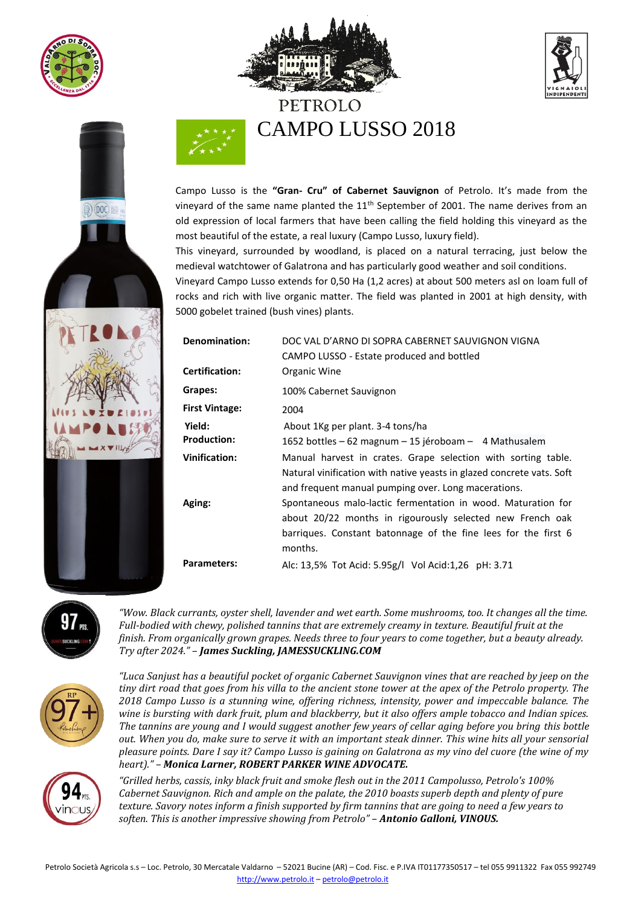# PETROLO

# CAMPO LUSSO 2018

Campo Lusso is the **"Gran- Cru" of Cabernet Sauvignon** of Petrolo. It's made from the vineyard of the same name planted the 11th September of 2001. The name derives from an old expression of local farmers that have been calling the field holding this vineyard as the most beautiful of the estate, a real luxury (Campo Lusso, luxury field).

This vineyard, surrounded by woodland, is placed on a natural terracing, just below the medieval watchtower of Galatrona and has particularly good weather and soil conditions.

Vineyard Campo Lusso extends for 0,50 Ha (1,2 acres) at about 500 meters asl on loam full of rocks and rich with live organic matter. The field was planted in 2001 at high density, with 5000 gobelet trained (bush vines) plants.

| | |
|---|---|
| **Denomination:** | DOC VAL D'ARNO DI SOPRA CABERNET SAUVIGNON VIGNA CAMPO LUSSO - Estate produced and bottled |
| **Certification:** | Organic Wine |
| **Grapes:** | 100% Cabernet Sauvignon |
| **First Vintage:** | 2004 |
| **Yield:** | About 1Kg per plant. 3-4 tons/ha |
| **Production:** | 1652 bottles – 62 magnum – 15 jéroboam – 4 Mathusalem |
| **Vinification:** | Manual harvest in crates. Grape selection with sorting table. Natural vinification with native yeasts in glazed concrete vats. Soft and frequent manual pumping over. Long macerations. |
| **Aging:** | Spontaneous malo-lactic fermentation in wood. Maturation for about 20/22 months in rigourously selected new French oak barriques. Constant batonnage of the fine lees for the first 6 months. |
| **Parameters:** | Alc: 13,5% Tot Acid: 5.95g/l Vol Acid:1,26 pH: 3.71 |

97 PTS. JAMESSUCKLING.COM

*"Wow. Black currants, oyster shell, lavender and wet earth. Some mushrooms, too. It changes all the time. Full-bodied with chewy, polished tannins that are extremely creamy in texture. Beautiful fruit at the finish. From organically grown grapes. Needs three to four years to come together, but a beauty already. Try after 2024."* – ***James Suckling, JAMESSUCKLING.COM***

RP 97+

*"Luca Sanjust has a beautiful pocket of organic Cabernet Sauvignon vines that are reached by jeep on the tiny dirt road that goes from his villa to the ancient stone tower at the apex of the Petrolo property. The 2018 Campo Lusso is a stunning wine, offering richness, intensity, power and impeccable balance. The wine is bursting with dark fruit, plum and blackberry, but it also offers ample tobacco and Indian spices. The tannins are young and I would suggest another few years of cellar aging before you bring this bottle out. When you do, make sure to serve it with an important steak dinner. This wine hits all your sensorial pleasure points. Dare I say it? Campo Lusso is gaining on Galatrona as my vino del cuore (the wine of my heart)."* – ***Monica Larner, ROBERT PARKER WINE ADVOCATE.***

94 PTS. vinous

*"Grilled herbs, cassis, inky black fruit and smoke flesh out in the 2011 Campolusso, Petrolo's 100% Cabernet Sauvignon. Rich and ample on the palate, the 2010 boasts superb depth and plenty of pure texture. Savory notes inform a finish supported by firm tannins that are going to need a few years to soften. This is another impressive showing from Petrolo"* – ***Antonio Galloni, VINOUS.***

Petrolo Società Agricola s.s – Loc. Petrolo, 30 Mercatale Valdarno – 52021 Bucine (AR) – Cod. Fisc. e P.IVA IT01177350517 – tel 055 9911322 Fax 055 992749
http://www.petrolo.it – petrolo@petrolo.it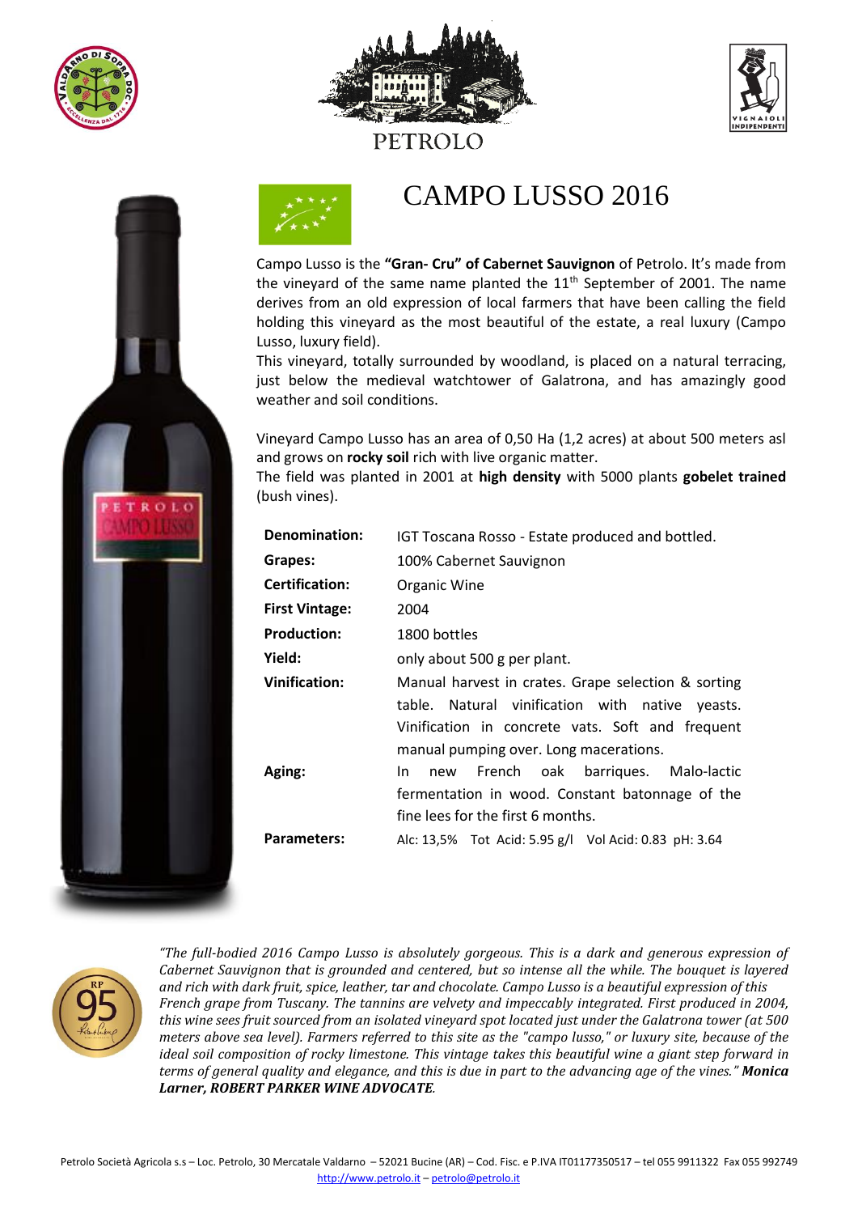# PETROLO

## CAMPO LUSSO 2016

Campo Lusso is the **"Gran- Cru" of Cabernet Sauvignon** of Petrolo. It's made from the vineyard of the same name planted the 11th September of 2001. The name derives from an old expression of local farmers that have been calling the field holding this vineyard as the most beautiful of the estate, a real luxury (Campo Lusso, luxury field).

This vineyard, totally surrounded by woodland, is placed on a natural terracing, just below the medieval watchtower of Galatrona, and has amazingly good weather and soil conditions.

Vineyard Campo Lusso has an area of 0,50 Ha (1,2 acres) at about 500 meters asl and grows on **rocky soil** rich with live organic matter.

The field was planted in 2001 at **high density** with 5000 plants **gobelet trained** (bush vines).

| | |
|---|---|
| **Denomination:** | IGT Toscana Rosso - Estate produced and bottled. |
| **Grapes:** | 100% Cabernet Sauvignon |
| **Certification:** | Organic Wine |
| **First Vintage:** | 2004 |
| **Production:** | 1800 bottles |
| **Yield:** | only about 500 g per plant. |
| **Vinification:** | Manual harvest in crates. Grape selection & sorting table. Natural vinification with native yeasts. Vinification in concrete vats. Soft and frequent manual pumping over. Long macerations. |
| **Aging:** | In new French oak barriques. Malo-lactic fermentation in wood. Constant batonnage of the fine lees for the first 6 months. |
| **Parameters:** | Alc: 13,5% Tot Acid: 5.95 g/l Vol Acid: 0.83 pH: 3.64 |

RP 95

*"The full-bodied 2016 Campo Lusso is absolutely gorgeous. This is a dark and generous expression of Cabernet Sauvignon that is grounded and centered, but so intense all the while. The bouquet is layered and rich with dark fruit, spice, leather, tar and chocolate. Campo Lusso is a beautiful expression of this French grape from Tuscany. The tannins are velvety and impeccably integrated. First produced in 2004, this wine sees fruit sourced from an isolated vineyard spot located just under the Galatrona tower (at 500 meters above sea level). Farmers referred to this site as the "campo lusso," or luxury site, because of the ideal soil composition of rocky limestone. This vintage takes this beautiful wine a giant step forward in terms of general quality and elegance, and this is due in part to the advancing age of the vines."* ***Monica Larner, ROBERT PARKER WINE ADVOCATE****.*

Petrolo Società Agricola s.s – Loc. Petrolo, 30 Mercatale Valdarno – 52021 Bucine (AR) – Cod. Fisc. e P.IVA IT01177350517 – tel 055 9911322 Fax 055 992749
http://www.petrolo.it – petrolo@petrolo.it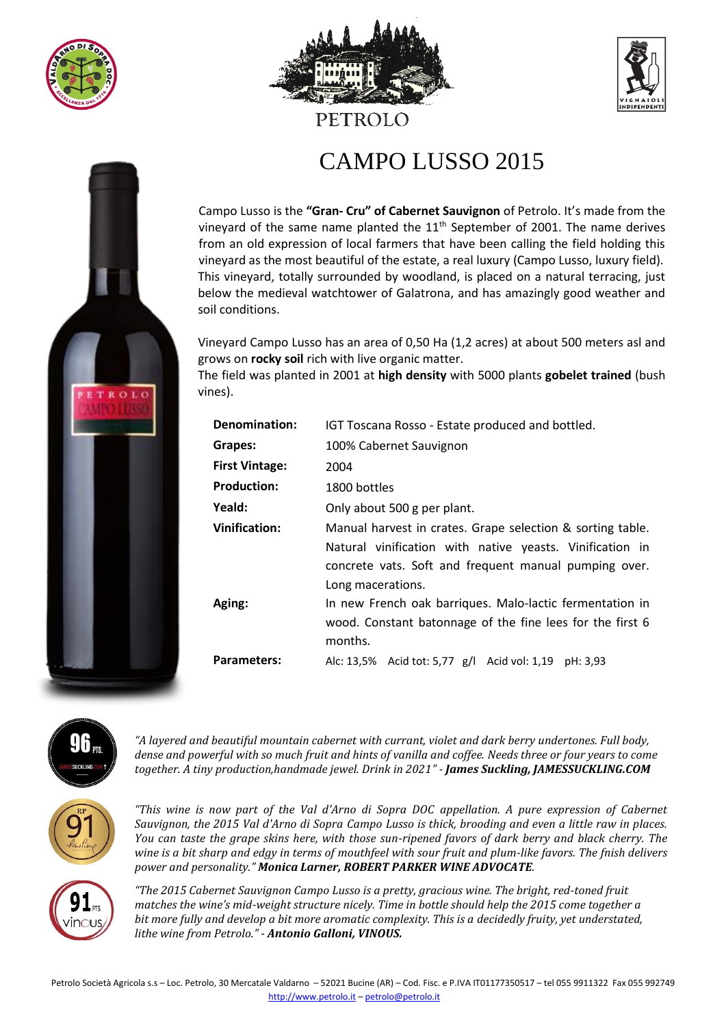PETROLO

# CAMPO LUSSO 2015

Campo Lusso is the **"Gran- Cru" of Cabernet Sauvignon** of Petrolo. It's made from the vineyard of the same name planted the 11th September of 2001. The name derives from an old expression of local farmers that have been calling the field holding this vineyard as the most beautiful of the estate, a real luxury (Campo Lusso, luxury field). This vineyard, totally surrounded by woodland, is placed on a natural terracing, just below the medieval watchtower of Galatrona, and has amazingly good weather and soil conditions.

Vineyard Campo Lusso has an area of 0,50 Ha (1,2 acres) at about 500 meters asl and grows on **rocky soil** rich with live organic matter.
The field was planted in 2001 at **high density** with 5000 plants **gobelet trained** (bush vines).

| | |
|---|---|
| **Denomination:** | IGT Toscana Rosso - Estate produced and bottled. |
| **Grapes:** | 100% Cabernet Sauvignon |
| **First Vintage:** | 2004 |
| **Production:** | 1800 bottles |
| **Yeald:** | Only about 500 g per plant. |
| **Vinification:** | Manual harvest in crates. Grape selection & sorting table. Natural vinification with native yeasts. Vinification in concrete vats. Soft and frequent manual pumping over. Long macerations. |
| **Aging:** | In new French oak barriques. Malo-lactic fermentation in wood. Constant batonnage of the fine lees for the first 6 months. |
| **Parameters:** | Alc: 13,5% Acid tot: 5,77 g/l Acid vol: 1,19 pH: 3,93 |

96 PTS.

*"A layered and beautiful mountain cabernet with currant, violet and dark berry undertones. Full body, dense and powerful with so much fruit and hints of vanilla and coffee. Needs three or four years to come together. A tiny production,handmade jewel. Drink in 2021" -* ***James Suckling, JAMESSUCKLING.COM***

RP 91

*"This wine is now part of the Val d'Arno di Sopra DOC appellation. A pure expression of Cabernet Sauvignon, the 2015 Val d'Arno di Sopra Campo Lusso is thick, brooding and even a little raw in places. You can taste the grape skins here, with those sun-ripened favors of dark berry and black cherry. The wine is a bit sharp and edgy in terms of mouthfeel with sour fruit and plum-like favors. The fnish delivers power and personality."* ***Monica Larner, ROBERT PARKER WINE ADVOCATE****.*

91 PTS. vinous

*"The 2015 Cabernet Sauvignon Campo Lusso is a pretty, gracious wine. The bright, red-toned fruit matches the wine's mid-weight structure nicely. Time in bottle should help the 2015 come together a bit more fully and develop a bit more aromatic complexity. This is a decidedly fruity, yet understated, lithe wine from Petrolo." -* ***Antonio Galloni, VINOUS.***

Petrolo Società Agricola s.s – Loc. Petrolo, 30 Mercatale Valdarno – 52021 Bucine (AR) – Cod. Fisc. e P.IVA IT01177350517 – tel 055 9911322 Fax 055 992749
http://www.petrolo.it – petrolo@petrolo.it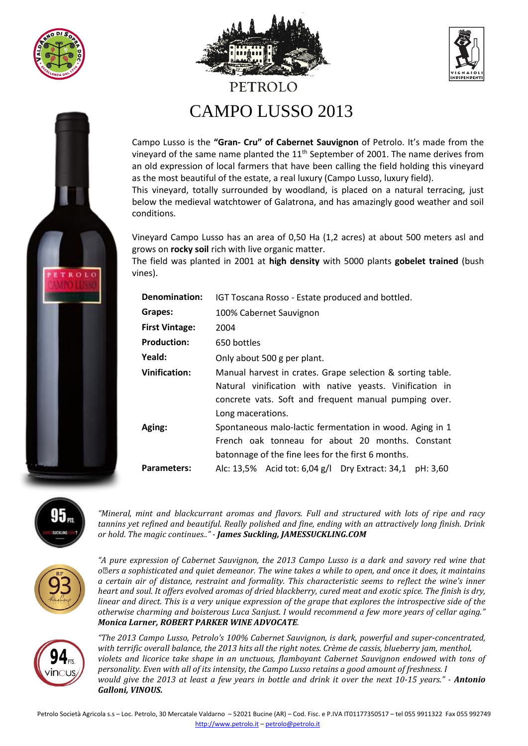PETROLO

# CAMPO LUSSO 2013

Campo Lusso is the **"Gran- Cru" of Cabernet Sauvignon** of Petrolo. It's made from the vineyard of the same name planted the 11th September of 2001. The name derives from an old expression of local farmers that have been calling the field holding this vineyard as the most beautiful of the estate, a real luxury (Campo Lusso, luxury field).
This vineyard, totally surrounded by woodland, is placed on a natural terracing, just below the medieval watchtower of Galatrona, and has amazingly good weather and soil conditions.

Vineyard Campo Lusso has an area of 0,50 Ha (1,2 acres) at about 500 meters asl and grows on **rocky soil** rich with live organic matter.
The field was planted in 2001 at **high density** with 5000 plants **gobelet trained** (bush vines).

| | |
|---|---|
| **Denomination:** | IGT Toscana Rosso - Estate produced and bottled. |
| **Grapes:** | 100% Cabernet Sauvignon |
| **First Vintage:** | 2004 |
| **Production:** | 650 bottles |
| **Yeald:** | Only about 500 g per plant. |
| **Vinification:** | Manual harvest in crates. Grape selection & sorting table. Natural vinification with native yeasts. Vinification in concrete vats. Soft and frequent manual pumping over. Long macerations. |
| **Aging:** | Spontaneous malo-lactic fermentation in wood. Aging in 1 French oak tonneau for about 20 months. Constant batonnage of the fine lees for the first 6 months. |
| **Parameters:** | Alc: 13,5% Acid tot: 6,04 g/l Dry Extract: 34,1 pH: 3,60 |

95 PTS. JAMESSUCKLING.COM

*"Mineral, mint and blackcurrant aromas and flavors. Full and structured with lots of ripe and racy tannins yet refined and beautiful. Really polished and fine, ending with an attractively long finish. Drink or hold. The magic continues.." -* ***James Suckling, JAMESSUCKLING.COM***

RP 93

*"A pure expression of Cabernet Sauvignon, the 2013 Campo Lusso is a dark and savory red wine that offers a sophisticated and quiet demeanor. The wine takes a while to open, and once it does, it maintains a certain air of distance, restraint and formality. This characteristic seems to reflect the wine's inner heart and soul. It offers evolved aromas of dried blackberry, cured meat and exotic spice. The finish is dry, linear and direct. This is a very unique expression of the grape that explores the introspective side of the otherwise charming and boisterous Luca Sanjust. I would recommend a few more years of cellar aging."*
***Monica Larner, ROBERT PARKER WINE ADVOCATE.***

94 PTS. vinous

*"The 2013 Campo Lusso, Petrolo's 100% Cabernet Sauvignon, is dark, powerful and super-concentrated, with terrific overall balance, the 2013 hits all the right notes. Crème de cassis, blueberry jam, menthol, violets and licorice take shape in an unctuous, flamboyant Cabernet Sauvignon endowed with tons of personality. Even with all of its intensity, the Campo Lusso retains a good amount of freshness. I would give the 2013 at least a few years in bottle and drink it over the next 10-15 years."* - ***Antonio Galloni, VINOUS.***

Petrolo Società Agricola s.s – Loc. Petrolo, 30 Mercatale Valdarno – 52021 Bucine (AR) – Cod. Fisc. e P.IVA IT01177350517 – tel 055 9911322 Fax 055 992749
http://www.petrolo.it – petrolo@petrolo.it